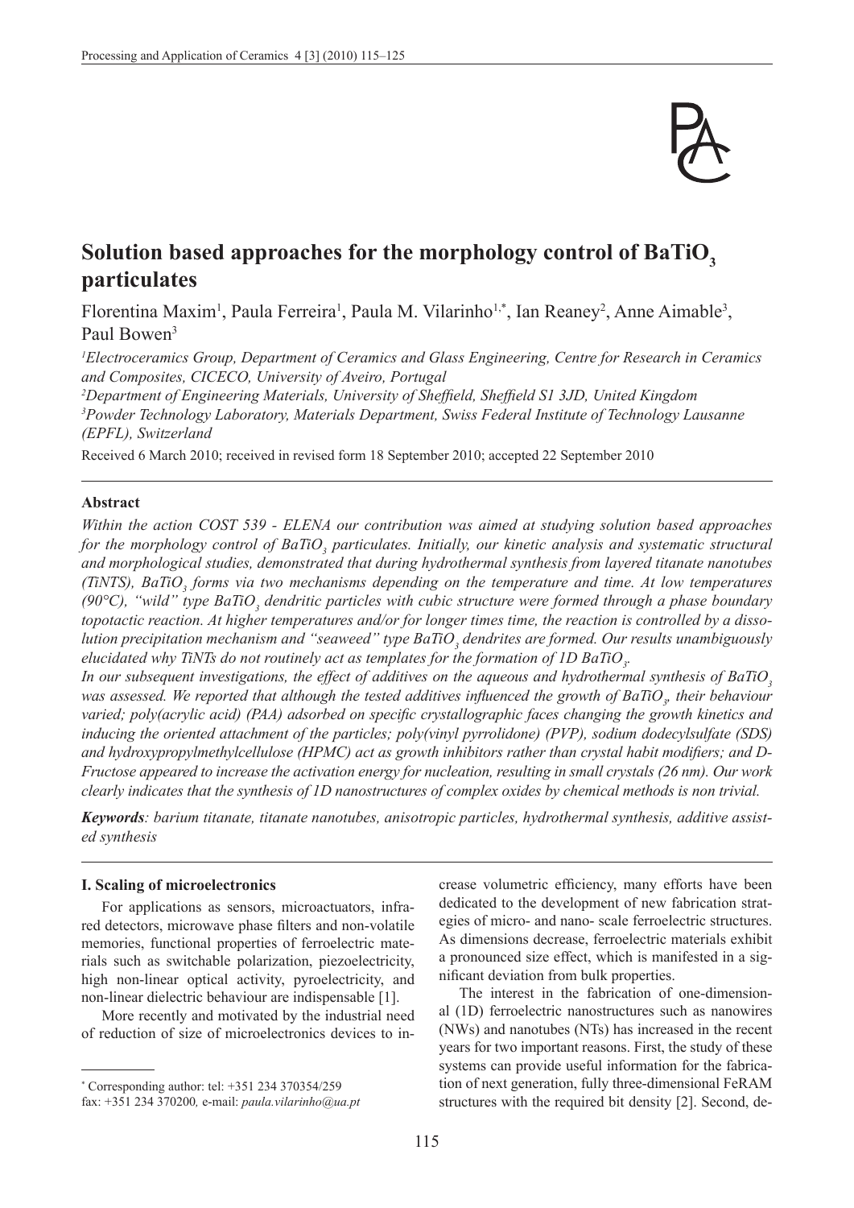# Solution based approaches for the morphology control of $BaTiO_3$ particulates

Florentina Maxim[1], Paula Ferreira[1], Paula M. Vilarinho[1,*], Ian Reaney[2], Anne Aimable[3], Paul Bowen[3]

[1]*Electroceramics Group, Department of Ceramics and Glass Engineering, Centre for Research in Ceramics and Composites, CICECO, University of Aveiro, Portugal*

[2]*Department of Engineering Materials, University of Sheffield, Sheffield S1 3JD, United Kingdom*

[3]*Powder Technology Laboratory, Materials Department, Swiss Federal Institute of Technology Lausanne (EPFL), Switzerland*

Received 6 March 2010; received in revised form 18 September 2010; accepted 22 September 2010

## Abstract

*Within the action COST 539 - ELENA our contribution was aimed at studying solution based approaches for the morphology control of $BaTiO_3$ particulates. Initially, our kinetic analysis and systematic structural and morphological studies, demonstrated that during hydrothermal synthesis from layered titanate nanotubes (TiNTS), $BaTiO_3$ forms via two mechanisms depending on the temperature and time. At low temperatures (90°C), "wild" type $BaTiO_3$ dendritic particles with cubic structure were formed through a phase boundary topotactic reaction. At higher temperatures and/or for longer times time, the reaction is controlled by a dissolution precipitation mechanism and "seaweed" type $BaTiO_3$ dendrites are formed. Our results unambiguously elucidated why TiNTs do not routinely act as templates for the formation of 1D $BaTiO_3$.*

*In our subsequent investigations, the effect of additives on the aqueous and hydrothermal synthesis of $BaTiO_3$ was assessed. We reported that although the tested additives influenced the growth of $BaTiO_3$, their behaviour varied; poly(acrylic acid) (PAA) adsorbed on specific crystallographic faces changing the growth kinetics and inducing the oriented attachment of the particles; poly(vinyl pyrrolidone) (PVP), sodium dodecylsulfate (SDS) and hydroxypropylmethylcellulose (HPMC) act as growth inhibitors rather than crystal habit modifiers; and D-Fructose appeared to increase the activation energy for nucleation, resulting in small crystals (26 nm). Our work clearly indicates that the synthesis of 1D nanostructures of complex oxides by chemical methods is non trivial.*

***Keywords**: barium titanate, titanate nanotubes, anisotropic particles, hydrothermal synthesis, additive assisted synthesis*

## I. Scaling of microelectronics

For applications as sensors, microactuators, infrared detectors, microwave phase filters and non-volatile memories, functional properties of ferroelectric materials such as switchable polarization, piezoelectricity, high non-linear optical activity, pyroelectricity, and non-linear dielectric behaviour are indispensable [1].

More recently and motivated by the industrial need of reduction of size of microelectronics devices to increase volumetric efficiency, many efforts have been dedicated to the development of new fabrication strategies of micro- and nano- scale ferroelectric structures. As dimensions decrease, ferroelectric materials exhibit a pronounced size effect, which is manifested in a significant deviation from bulk properties.

The interest in the fabrication of one-dimensional (1D) ferroelectric nanostructures such as nanowires (NWs) and nanotubes (NTs) has increased in the recent years for two important reasons. First, the study of these systems can provide useful information for the fabrication of next generation, fully three-dimensional FeRAM structures with the required bit density [2]. Second, de-

\* Corresponding author: tel: +351 234 370354/259
fax: +351 234 370200, e-mail: *paula.vilarinho@ua.pt*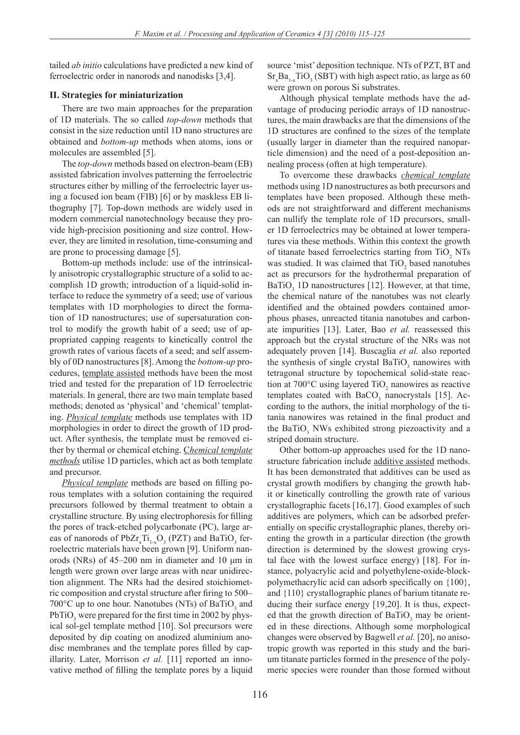tailed *ab initio* calculations have predicted a new kind of ferroelectric order in nanorods and nanodisks [3,4].

## II. Strategies for miniaturization

There are two main approaches for the preparation of 1D materials. The so called *top-down* methods that consist in the size reduction until 1D nano structures are obtained and *bottom-up* methods when atoms, ions or molecules are assembled [5].

The *top-down* methods based on electron-beam (EB) assisted fabrication involves patterning the ferroelectric structures either by milling of the ferroelectric layer using a focused ion beam (FIB) [6] or by maskless EB lithography [7]. Top-down methods are widely used in modern commercial nanotechnology because they provide high-precision positioning and size control. However, they are limited in resolution, time-consuming and are prone to processing damage [5].

Bottom-up methods include: use of the intrinsically anisotropic crystallographic structure of a solid to accomplish 1D growth; introduction of a liquid-solid interface to reduce the symmetry of a seed; use of various templates with 1D morphologies to direct the formation of 1D nanostructures; use of supersaturation control to modify the growth habit of a seed; use of appropriated capping reagents to kinetically control the growth rates of various facets of a seed; and self assembly of 0D nanostructures [8]. Among the *bottom-up* procedures, template assisted methods have been the most tried and tested for the preparation of 1D ferroelectric materials. In general, there are two main template based methods; denoted as 'physical' and 'chemical' templating. ***Physical template*** methods use templates with 1D morphologies in order to direct the growth of 1D product. After synthesis, the template must be removed either by thermal or chemical etching. ***Chemical template methods*** utilise 1D particles, which act as both template and precursor.

***Physical template*** methods are based on filling porous templates with a solution containing the required precursors followed by thermal treatment to obtain a crystalline structure. By using electrophoresis for filling the pores of track-etched polycarbonate (PC), large areas of nanorods of $PbZr_xTi_{1-x}O_3$ (PZT) and $BaTiO_3$ ferroelectric materials have been grown [9]. Uniform nanorods (NRs) of 45–200 nm in diameter and 10 μm in length were grown over large areas with near unidirection alignment. The NRs had the desired stoichiometric composition and crystal structure after firing to 500–700°C up to one hour. Nanotubes (NTs) of $BaTiO_3$ and $PbTiO_3$ were prepared for the first time in 2002 by physical sol-gel template method [10]. Sol precursors were deposited by dip coating on anodized aluminium anodisc membranes and the template pores filled by capillarity. Later, Morrison *et al.* [11] reported an innovative method of filling the template pores by a liquid source 'mist' deposition technique. NTs of PZT, BT and $Sr_xBa_{1-x}TiO_3$ (SBT) with high aspect ratio, as large as 60 were grown on porous Si substrates.

Although physical template methods have the advantage of producing periodic arrays of 1D nanostructures, the main drawbacks are that the dimensions of the 1D structures are confined to the sizes of the template (usually larger in diameter than the required nanoparticle dimension) and the need of a post-deposition annealing process (often at high temperature).

To overcome these drawbacks ***chemical template*** methods using 1D nanostructures as both precursors and templates have been proposed. Although these methods are not straightforward and different mechanisms can nullify the template role of 1D precursors, smaller 1D ferroelectrics may be obtained at lower temperatures via these methods. Within this context the growth of titanate based ferroelectrics starting from $TiO_2$ NTs was studied. It was claimed that $TiO_2$ based nanotubes act as precursors for the hydrothermal preparation of $BaTiO_3$ 1D nanostructures [12]. However, at that time, the chemical nature of the nanotubes was not clearly identified and the obtained powders contained amorphous phases, unreacted titania nanotubes and carbonate impurities [13]. Later, Bao *et al.* reassessed this approach but the crystal structure of the NRs was not adequately proven [14]. Buscaglia *et al.* also reported the synthesis of single crystal $BaTiO_3$ nanowires with tetragonal structure by topochemical solid-state reaction at 700°C using layered $TiO_2$ nanowires as reactive templates coated with $BaCO_3$ nanocrystals [15]. According to the authors, the initial morphology of the titania nanowires was retained in the final product and the $BaTiO_3$ NWs exhibited strong piezoactivity and a striped domain structure.

Other bottom-up approaches used for the 1D nanostructure fabrication include additive assisted methods. It has been demonstrated that additives can be used as crystal growth modifiers by changing the growth habit or kinetically controlling the growth rate of various crystallographic facets [16,17]. Good examples of such additives are polymers, which can be adsorbed preferentially on specific crystallographic planes, thereby orienting the growth in a particular direction (the growth direction is determined by the slowest growing crystal face with the lowest surface energy) [18]. For instance, polyacrylic acid and polyethylene-oxide-block-polymethacrylic acid can adsorb specifically on {100}, and {110} crystallographic planes of barium titanate reducing their surface energy [19,20]. It is thus, expected that the growth direction of $BaTiO_3$ may be oriented in these directions. Although some morphological changes were observed by Bagwell *et al.* [20], no anisotropic growth was reported in this study and the barium titanate particles formed in the presence of the polymeric species were rounder than those formed without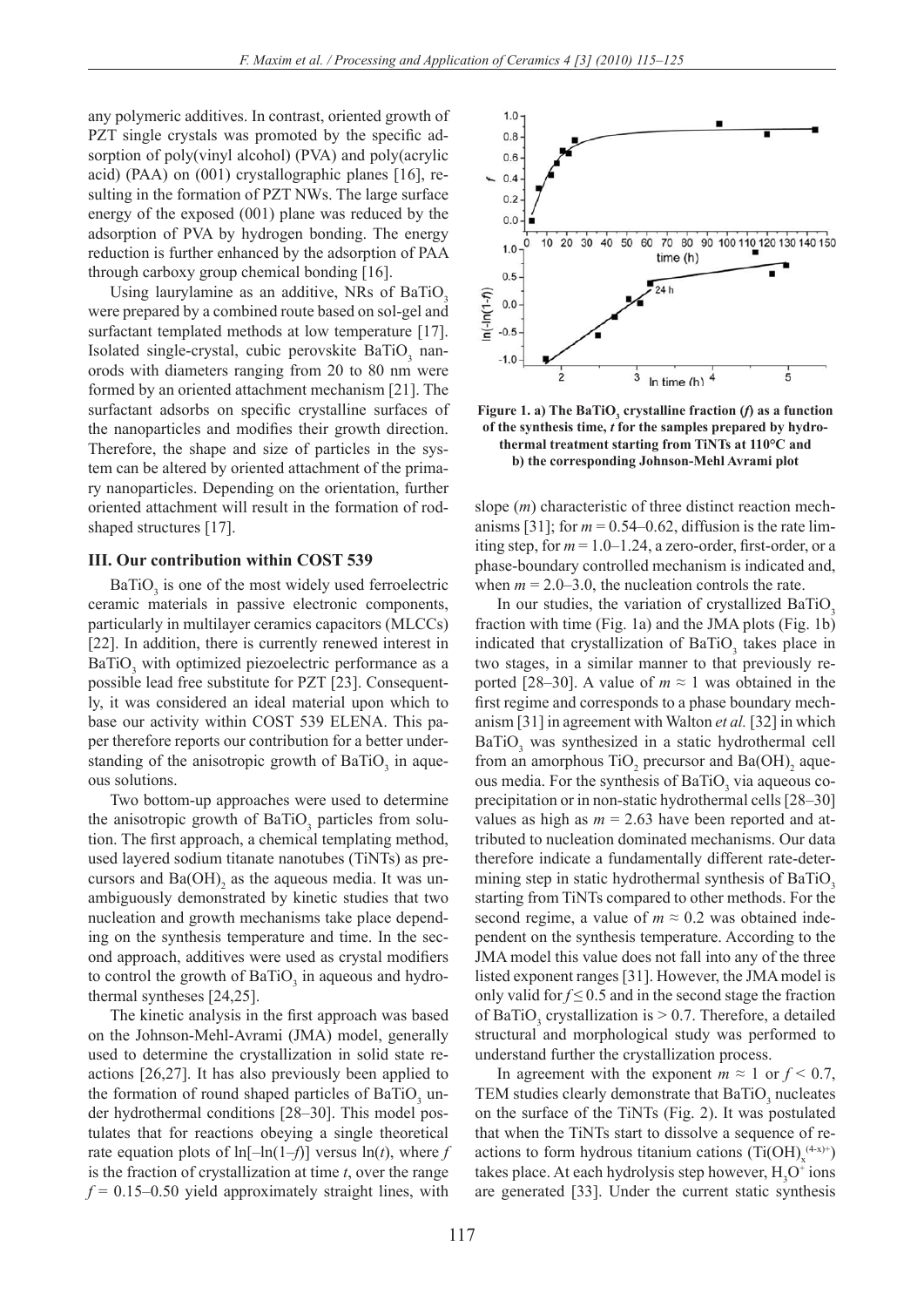any polymeric additives. In contrast, oriented growth of PZT single crystals was promoted by the specific adsorption of poly(vinyl alcohol) (PVA) and poly(acrylic acid) (PAA) on (001) crystallographic planes [16], resulting in the formation of PZT NWs. The large surface energy of the exposed (001) plane was reduced by the adsorption of PVA by hydrogen bonding. The energy reduction is further enhanced by the adsorption of PAA through carboxy group chemical bonding [16].

Using laurylamine as an additive, NRs of $BaTiO_3$ were prepared by a combined route based on sol-gel and surfactant templated methods at low temperature [17]. Isolated single-crystal, cubic perovskite $BaTiO_3$ nanorods with diameters ranging from 20 to 80 nm were formed by an oriented attachment mechanism [21]. The surfactant adsorbs on specific crystalline surfaces of the nanoparticles and modifies their growth direction. Therefore, the shape and size of particles in the system can be altered by oriented attachment of the primary nanoparticles. Depending on the orientation, further oriented attachment will result in the formation of rod-shaped structures [17].

## III. Our contribution within COST 539

$BaTiO_3$ is one of the most widely used ferroelectric ceramic materials in passive electronic components, particularly in multilayer ceramics capacitors (MLCCs) [22]. In addition, there is currently renewed interest in $BaTiO_3$ with optimized piezoelectric performance as a possible lead free substitute for PZT [23]. Consequently, it was considered an ideal material upon which to base our activity within COST 539 ELENA. This paper therefore reports our contribution for a better understanding of the anisotropic growth of $BaTiO_3$ in aqueous solutions.

Two bottom-up approaches were used to determine the anisotropic growth of $BaTiO_3$ particles from solution. The first approach, a chemical templating method, used layered sodium titanate nanotubes (TiNTs) as precursors and $Ba(OH)_2$ as the aqueous media. It was unambiguously demonstrated by kinetic studies that two nucleation and growth mechanisms take place depending on the synthesis temperature and time. In the second approach, additives were used as crystal modifiers to control the growth of $BaTiO_3$ in aqueous and hydrothermal syntheses [24,25].

The kinetic analysis in the first approach was based on the Johnson-Mehl-Avrami (JMA) model, generally used to determine the crystallization in solid state reactions [26,27]. It has also previously been applied to the formation of round shaped particles of $BaTiO_3$ under hydrothermal conditions [28–30]. This model postulates that for reactions obeying a single theoretical rate equation plots of $\ln[-\ln(1-f)]$ versus $\ln(t)$, where $f$ is the fraction of crystallization at time $t$, over the range $f = 0.15–0.50$ yield approximately straight lines, with slope ($m$) characteristic of three distinct reaction mechanisms [31]; for $m = 0.54–0.62$, diffusion is the rate limiting step, for $m = 1.0–1.24$, a zero-order, first-order, or a phase-boundary controlled mechanism is indicated and, when $m = 2.0–3.0$, the nucleation controls the rate.

**Figure 1. a) The $BaTiO_3$ crystalline fraction ($f$) as a function of the synthesis time, $t$ for the samples prepared by hydrothermal treatment starting from TiNTs at 110°C and b) the corresponding Johnson-Mehl Avrami plot**

In our studies, the variation of crystallized $BaTiO_3$ fraction with time (Fig. 1a) and the JMA plots (Fig. 1b) indicated that crystallization of $BaTiO_3$ takes place in two stages, in a similar manner to that previously reported [28–30]. A value of $m \approx 1$ was obtained in the first regime and corresponds to a phase boundary mechanism [31] in agreement with Walton *et al.* [32] in which $BaTiO_3$ was synthesized in a static hydrothermal cell from an amorphous $TiO_2$ precursor and $Ba(OH)_2$ aqueous media. For the synthesis of $BaTiO_3$ via aqueous coprecipitation or in non-static hydrothermal cells [28–30] values as high as $m = 2.63$ have been reported and attributed to nucleation dominated mechanisms. Our data therefore indicate a fundamentally different rate-determining step in static hydrothermal synthesis of $BaTiO_3$ starting from TiNTs compared to other methods. For the second regime, a value of $m \approx 0.2$ was obtained independent on the synthesis temperature. According to the JMA model this value does not fall into any of the three listed exponent ranges [31]. However, the JMA model is only valid for $f \leq 0.5$ and in the second stage the fraction of $BaTiO_3$ crystallization is $> 0.7$. Therefore, a detailed structural and morphological study was performed to understand further the crystallization process.

In agreement with the exponent $m \approx 1$ or $f < 0.7$, TEM studies clearly demonstrate that $BaTiO_3$ nucleates on the surface of the TiNTs (Fig. 2). It was postulated that when the TiNTs start to dissolve a sequence of reactions to form hydrous titanium cations ($(Ti(OH)_x^{(4-x)+})$) takes place. At each hydrolysis step however, $H_3O^+$ ions are generated [33]. Under the current static synthesis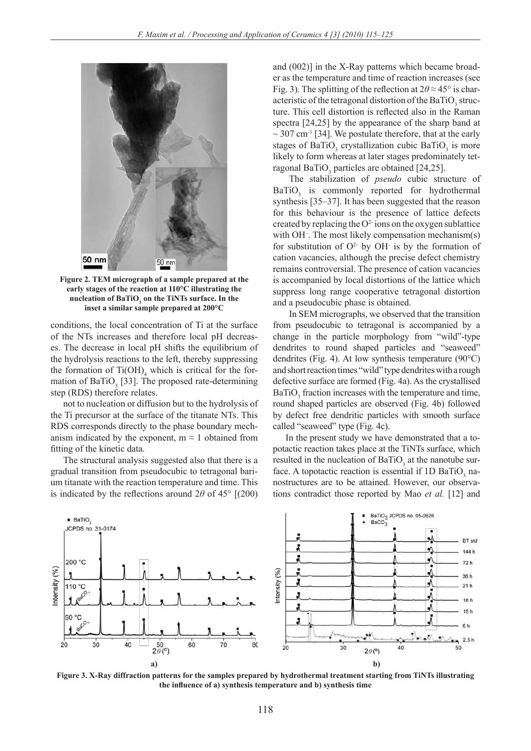Figure 2. TEM micrograph of a sample prepared at the early stages of the reaction at 110°C illustrating the nucleation of $BaTiO_3$ on the TiNTs surface. In the inset a similar sample prepared at 200°C

conditions, the local concentration of Ti at the surface of the NTs increases and therefore local pH decreases. The decrease in local pH shifts the equilibrium of the hydrolysis reactions to the left, thereby suppressing the formation of $Ti(OH)_4$ which is critical for the formation of $BaTiO_3$ [33]. The proposed rate-determining step (RDS) therefore relates.

not to nucleation or diffusion but to the hydrolysis of the Ti precursor at the surface of the titanate NTs. This RDS corresponds directly to the phase boundary mechanism indicated by the exponent, $m \approx 1$ obtained from fitting of the kinetic data.

The structural analysis suggested also that there is a gradual transition from pseudocubic to tetragonal barium titanate with the reaction temperature and time. This is indicated by the reflections around $2\theta$ of 45° [(200) and (002)] in the X-Ray patterns which became broader as the temperature and time of reaction increases (see Fig. 3). The splitting of the reflection at $2\theta \approx 45°$ is characteristic of the tetragonal distortion of the $BaTiO_3$ structure. This cell distortion is reflected also in the Raman spectra [24,25] by the appearance of the sharp band at ~ 307 cm$^{-1}$ [34]. We postulate therefore, that at the early stages of $BaTiO_3$ crystallization cubic $BaTiO_3$ is more likely to form whereas at later stages predominately tetragonal $BaTiO_3$ particles are obtained [24,25].

The stabilization of *pseudo* cubic structure of $BaTiO_3$ is commonly reported for hydrothermal synthesis [35–37]. It has been suggested that the reason for this behaviour is the presence of lattice defects created by replacing the $O^{2-}$ ions on the oxygen sublattice with $OH^-$. The most likely compensation mechanism(s) for substitution of $O^{2-}$ by $OH^-$ is by the formation of cation vacancies, although the precise defect chemistry remains controversial. The presence of cation vacancies is accompanied by local distortions of the lattice which suppress long range cooperative tetragonal distortion and a pseudocubic phase is obtained.

In SEM micrographs, we observed that the transition from pseudocubic to tetragonal is accompanied by a change in the particle morphology from "wild"-type dendrites to round shaped particles and "seaweed" dendrites (Fig. 4). At low synthesis temperature (90°C) and short reaction times "wild" type dendrites with a rough defective surface are formed (Fig. 4a). As the crystallised $BaTiO_3$ fraction increases with the temperature and time, round shaped particles are observed (Fig. 4b) followed by defect free dendritic particles with smooth surface called "seaweed" type (Fig. 4c).

In the present study we have demonstrated that a topotactic reaction takes place at the TiNTs surface, which resulted in the nucleation of $BaTiO_3$ at the nanotube surface. A topotactic reaction is essential if 1D $BaTiO_3$ nanostructures are to be attained. However, our observations contradict those reported by Mao *et al.* [12] and

Figure 3. X-Ray diffraction patterns for the samples prepared by hydrothermal treatment starting from TiNTs illustrating the influence of a) synthesis temperature and b) synthesis time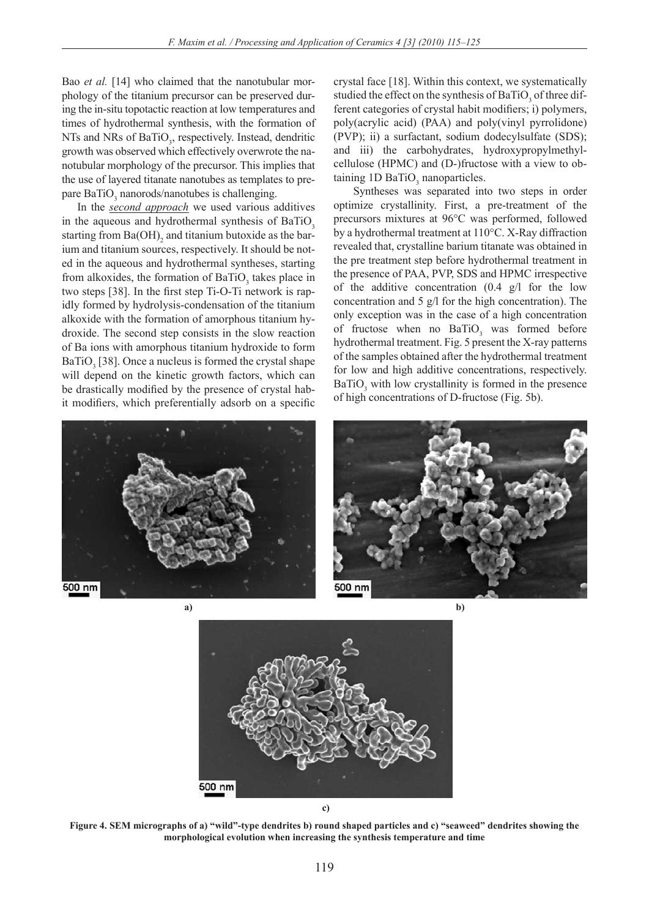Bao *et al.* [14] who claimed that the nanotubular morphology of the titanium precursor can be preserved during the in-situ topotactic reaction at low temperatures and times of hydrothermal synthesis, with the formation of NTs and NRs of $BaTiO_3$, respectively. Instead, dendritic growth was observed which effectively overwrote the nanotubular morphology of the precursor. This implies that the use of layered titanate nanotubes as templates to prepare $BaTiO_3$ nanorods/nanotubes is challenging.

In the ***second approach*** we used various additives in the aqueous and hydrothermal synthesis of $BaTiO_3$ starting from $Ba(OH)_2$ and titanium butoxide as the barium and titanium sources, respectively. It should be noted in the aqueous and hydrothermal syntheses, starting from alkoxides, the formation of $BaTiO_3$ takes place in two steps [38]. In the first step Ti-O-Ti network is rapidly formed by hydrolysis-condensation of the titanium alkoxide with the formation of amorphous titanium hydroxide. The second step consists in the slow reaction of Ba ions with amorphous titanium hydroxide to form $BaTiO_3$ [38]. Once a nucleus is formed the crystal shape will depend on the kinetic growth factors, which can be drastically modified by the presence of crystal habit modifiers, which preferentially adsorb on a specific crystal face [18]. Within this context, we systematically studied the effect on the synthesis of $BaTiO_3$ of three different categories of crystal habit modifiers; i) polymers, poly(acrylic acid) (PAA) and poly(vinyl pyrrolidone) (PVP); ii) a surfactant, sodium dodecylsulfate (SDS); and iii) the carbohydrates, hydroxypropylmethylcellulose (HPMC) and (D-)fructose with a view to obtaining 1D $BaTiO_3$ nanoparticles.

Syntheses was separated into two steps in order optimize crystallinity. First, a pre-treatment of the precursors mixtures at 96°C was performed, followed by a hydrothermal treatment at 110°C. X-Ray diffraction revealed that, crystalline barium titanate was obtained in the pre treatment step before hydrothermal treatment in the presence of PAA, PVP, SDS and HPMC irrespective of the additive concentration (0.4 g/l for the low concentration and 5 g/l for the high concentration). The only exception was in the case of a high concentration of fructose when no $BaTiO_3$ was formed before hydrothermal treatment. Fig. 5 present the X-ray patterns of the samples obtained after the hydrothermal treatment for low and high additive concentrations, respectively. $BaTiO_3$ with low crystallinity is formed in the presence of high concentrations of D-fructose (Fig. 5b).

**Figure 4. SEM micrographs of a) "wild"-type dendrites b) round shaped particles and c) "seaweed" dendrites showing the morphological evolution when increasing the synthesis temperature and time**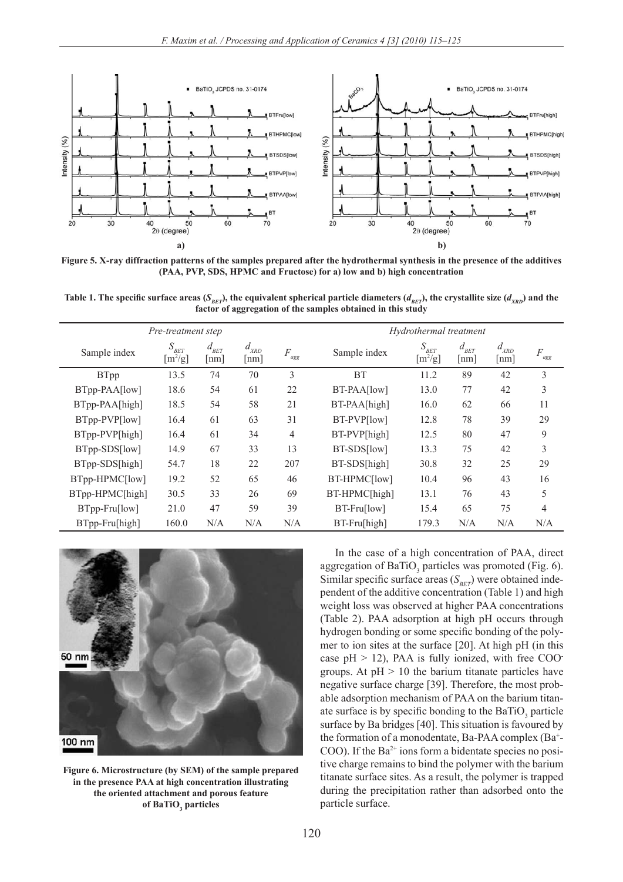Figure 5. X-ray diffraction patterns of the samples prepared after the hydrothermal synthesis in the presence of the additives (PAA, PVP, SDS, HPMC and Fructose) for a) low and b) high concentration

Table 1. The specific surface areas ($S_{BET}$), the equivalent spherical particle diameters ($d_{BET}$), the crystallite size ($d_{XRD}$) and the factor of aggregation of the samples obtained in this study

| *Pre-treatment step* | | | | | *Hydrothermal treatment* | | | | |
|---|---|---|---|---|---|---|---|---|---|
| Sample index | $S_{BET}$ [m$^2$/g] | $d_{BET}$ [nm] | $d_{XRD}$ [nm] | $F_{agg}$ | Sample index | $S_{BET}$ [m$^2$/g] | $d_{BET}$ [nm] | $d_{XRD}$ [nm] | $F_{agg}$ |
| BTpp | 13.5 | 74 | 70 | 3 | BT | 11.2 | 89 | 42 | 3 |
| BTpp-PAA[low] | 18.6 | 54 | 61 | 22 | BT-PAA[low] | 13.0 | 77 | 42 | 3 |
| BTpp-PAA[high] | 18.5 | 54 | 58 | 21 | BT-PAA[high] | 16.0 | 62 | 66 | 11 |
| BTpp-PVP[low] | 16.4 | 61 | 63 | 31 | BT-PVP[low] | 12.8 | 78 | 39 | 29 |
| BTpp-PVP[high] | 16.4 | 61 | 34 | 4 | BT-PVP[high] | 12.5 | 80 | 47 | 9 |
| BTpp-SDS[low] | 14.9 | 67 | 33 | 13 | BT-SDS[low] | 13.3 | 75 | 42 | 3 |
| BTpp-SDS[high] | 54.7 | 18 | 22 | 207 | BT-SDS[high] | 30.8 | 32 | 25 | 29 |
| BTpp-HPMC[low] | 19.2 | 52 | 65 | 46 | BT-HPMC[low] | 10.4 | 96 | 43 | 16 |
| BTpp-HPMC[high] | 30.5 | 33 | 26 | 69 | BT-HPMC[high] | 13.1 | 76 | 43 | 5 |
| BTpp-Fru[low] | 21.0 | 47 | 59 | 39 | BT-Fru[low] | 15.4 | 65 | 75 | 4 |
| BTpp-Fru[high] | 160.0 | N/A | N/A | N/A | BT-Fru[high] | 179.3 | N/A | N/A | N/A |

Figure 6. Microstructure (by SEM) of the sample prepared in the presence PAA at high concentration illustrating the oriented attachment and porous feature of $BaTiO_3$ particles

In the case of a high concentration of PAA, direct aggregation of $BaTiO_3$ particles was promoted (Fig. 6). Similar specific surface areas ($S_{BET}$) were obtained independent of the additive concentration (Table 1) and high weight loss was observed at higher PAA concentrations (Table 2). PAA adsorption at high pH occurs through hydrogen bonding or some specific bonding of the polymer to ion sites at the surface [20]. At high pH (in this case pH > 12), PAA is fully ionized, with free $COO^-$ groups. At pH > 10 the barium titanate particles have negative surface charge [39]. Therefore, the most probable adsorption mechanism of PAA on the barium titanate surface is by specific bonding to the $BaTiO_3$ particle surface by Ba bridges [40]. This situation is favoured by the formation of a monodentate, Ba-PAA complex ($Ba^+$-COO). If the $Ba^{2+}$ ions form a bidentate species no positive charge remains to bind the polymer with the barium titanate surface sites. As a result, the polymer is trapped during the precipitation rather than adsorbed onto the particle surface.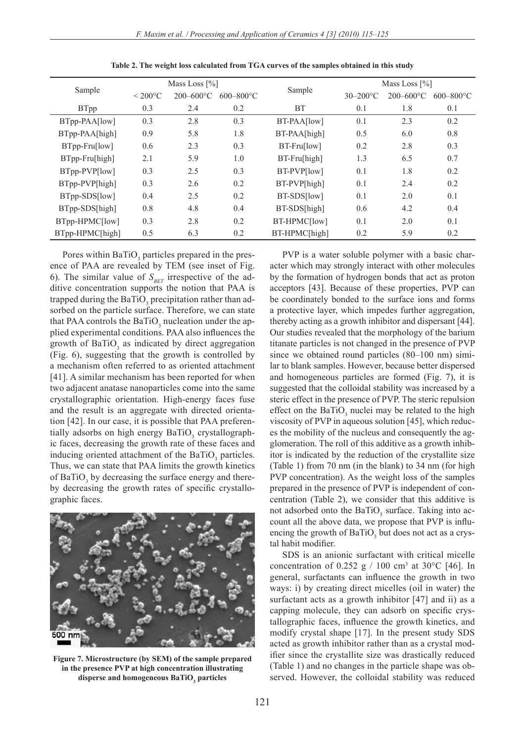Table 2. The weight loss calculated from TGA curves of the samples obtained in this study

| Sample | Mass Loss [%] | | | Sample | Mass Loss [%] | | |
|---|---|---|---|---|---|---|---|
| | < 200°C | 200–600°C | 600–800°C | | 30–200°C | 200–600°C | 600–800°C |
| BTpp | 0.3 | 2.4 | 0.2 | BT | 0.1 | 1.8 | 0.1 |
| BTpp-PAA[low] | 0.3 | 2.8 | 0.3 | BT-PAA[low] | 0.1 | 2.3 | 0.2 |
| BTpp-PAA[high] | 0.9 | 5.8 | 1.8 | BT-PAA[high] | 0.5 | 6.0 | 0.8 |
| BTpp-Fru[low] | 0.6 | 2.3 | 0.3 | BT-Fru[low] | 0.2 | 2.8 | 0.3 |
| BTpp-Fru[high] | 2.1 | 5.9 | 1.0 | BT-Fru[high] | 1.3 | 6.5 | 0.7 |
| BTpp-PVP[low] | 0.3 | 2.5 | 0.3 | BT-PVP[low] | 0.1 | 1.8 | 0.2 |
| BTpp-PVP[high] | 0.3 | 2.6 | 0.2 | BT-PVP[high] | 0.1 | 2.4 | 0.2 |
| BTpp-SDS[low] | 0.4 | 2.5 | 0.2 | BT-SDS[low] | 0.1 | 2.0 | 0.1 |
| BTpp-SDS[high] | 0.8 | 4.8 | 0.4 | BT-SDS[high] | 0.6 | 4.2 | 0.4 |
| BTpp-HPMC[low] | 0.3 | 2.8 | 0.2 | BT-HPMC[low] | 0.1 | 2.0 | 0.1 |
| BTpp-HPMC[high] | 0.5 | 6.3 | 0.2 | BT-HPMC[high] | 0.2 | 5.9 | 0.2 |

Pores within $BaTiO_3$ particles prepared in the presence of PAA are revealed by TEM (see inset of Fig. 6). The similar value of $S_{BET}$ irrespective of the additive concentration supports the notion that PAA is trapped during the $BaTiO_3$ precipitation rather than adsorbed on the particle surface. Therefore, we can state that PAA controls the $BaTiO_3$ nucleation under the applied experimental conditions. PAA also influences the growth of $BaTiO_3$ as indicated by direct aggregation (Fig. 6), suggesting that the growth is controlled by a mechanism often referred to as oriented attachment [41]. A similar mechanism has been reported for when two adjacent anatase nanoparticles come into the same crystallographic orientation. High-energy faces fuse and the result is an aggregate with directed orientation [42]. In our case, it is possible that PAA preferentially adsorbs on high energy $BaTiO_3$ crystallographic faces, decreasing the growth rate of these faces and inducing oriented attachment of the $BaTiO_3$ particles. Thus, we can state that PAA limits the growth kinetics of $BaTiO_3$ by decreasing the surface energy and thereby decreasing the growth rates of specific crystallographic faces.

Figure 7. Microstructure (by SEM) of the sample prepared in the presence PVP at high concentration illustrating disperse and homogeneous $BaTiO_3$ particles

PVP is a water soluble polymer with a basic character which may strongly interact with other molecules by the formation of hydrogen bonds that act as proton acceptors [43]. Because of these properties, PVP can be coordinately bonded to the surface ions and forms a protective layer, which impedes further aggregation, thereby acting as a growth inhibitor and dispersant [44]. Our studies revealed that the morphology of the barium titanate particles is not changed in the presence of PVP since we obtained round particles (80–100 nm) similar to blank samples. However, because better dispersed and homogeneous particles are formed (Fig. 7), it is suggested that the colloidal stability was increased by a steric effect in the presence of PVP. The steric repulsion effect on the $BaTiO_3$ nuclei may be related to the high viscosity of PVP in aqueous solution [45], which reduces the mobility of the nucleus and consequently the agglomeration. The roll of this additive as a growth inhibitor is indicated by the reduction of the crystallite size (Table 1) from 70 nm (in the blank) to 34 nm (for high PVP concentration). As the weight loss of the samples prepared in the presence of PVP is independent of concentration (Table 2), we consider that this additive is not adsorbed onto the $BaTiO_3$ surface. Taking into account all the above data, we propose that PVP is influencing the growth of $BaTiO_3$ but does not act as a crystal habit modifier.

SDS is an anionic surfactant with critical micelle concentration of 0.252 g / 100 $cm^3$ at 30°C [46]. In general, surfactants can influence the growth in two ways: i) by creating direct micelles (oil in water) the surfactant acts as a growth inhibitor [47] and ii) as a capping molecule, they can adsorb on specific crystallographic faces, influence the growth kinetics, and modify crystal shape [17]. In the present study SDS acted as growth inhibitor rather than as a crystal modifier since the crystallite size was drastically reduced (Table 1) and no changes in the particle shape was observed. However, the colloidal stability was reduced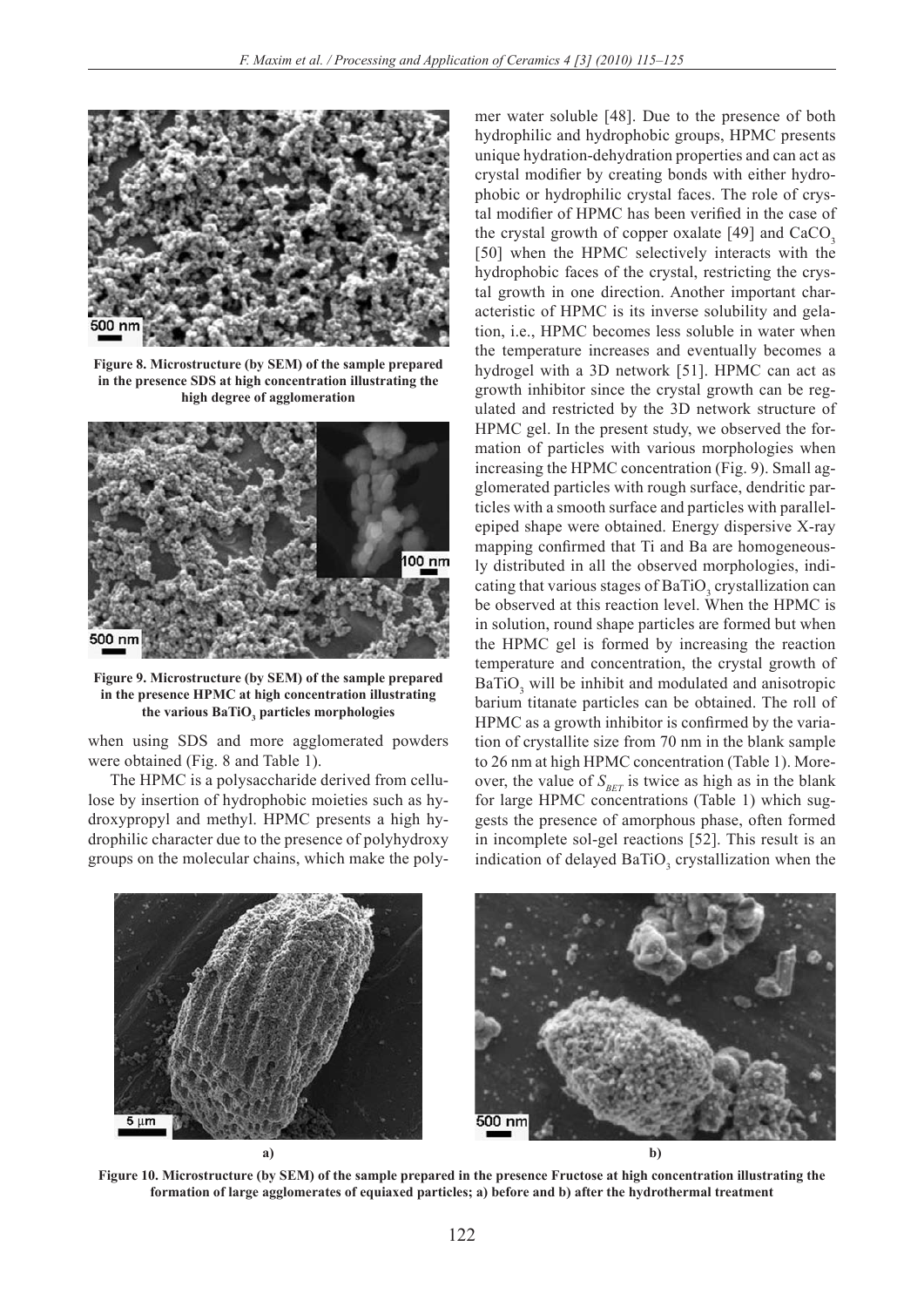Figure 8. Microstructure (by SEM) of the sample prepared in the presence SDS at high concentration illustrating the high degree of agglomeration

Figure 9. Microstructure (by SEM) of the sample prepared in the presence HPMC at high concentration illustrating the various $BaTiO_3$ particles morphologies

when using SDS and more agglomerated powders were obtained (Fig. 8 and Table 1).

The HPMC is a polysaccharide derived from cellulose by insertion of hydrophobic moieties such as hydroxypropyl and methyl. HPMC presents a high hydrophilic character due to the presence of polyhydroxy groups on the molecular chains, which make the polymer water soluble [48]. Due to the presence of both hydrophilic and hydrophobic groups, HPMC presents unique hydration-dehydration properties and can act as crystal modifier by creating bonds with either hydrophobic or hydrophilic crystal faces. The role of crystal modifier of HPMC has been verified in the case of the crystal growth of copper oxalate [49] and $CaCO_3$ [50] when the HPMC selectively interacts with the hydrophobic faces of the crystal, restricting the crystal growth in one direction. Another important characteristic of HPMC is its inverse solubility and gelation, i.e., HPMC becomes less soluble in water when the temperature increases and eventually becomes a hydrogel with a 3D network [51]. HPMC can act as growth inhibitor since the crystal growth can be regulated and restricted by the 3D network structure of HPMC gel. In the present study, we observed the formation of particles with various morphologies when increasing the HPMC concentration (Fig. 9). Small agglomerated particles with rough surface, dendritic particles with a smooth surface and particles with parallelepiped shape were obtained. Energy dispersive X-ray mapping confirmed that Ti and Ba are homogeneously distributed in all the observed morphologies, indicating that various stages of $BaTiO_3$ crystallization can be observed at this reaction level. When the HPMC is in solution, round shape particles are formed but when the HPMC gel is formed by increasing the reaction temperature and concentration, the crystal growth of $BaTiO_3$ will be inhibit and modulated and anisotropic barium titanate particles can be obtained. The roll of HPMC as a growth inhibitor is confirmed by the variation of crystallite size from 70 nm in the blank sample to 26 nm at high HPMC concentration (Table 1). Moreover, the value of $S_{BET}$ is twice as high as in the blank for large HPMC concentrations (Table 1) which suggests the presence of amorphous phase, often formed in incomplete sol-gel reactions [52]. This result is an indication of delayed $BaTiO_3$ crystallization when the

Figure 10. Microstructure (by SEM) of the sample prepared in the presence Fructose at high concentration illustrating the formation of large agglomerates of equiaxed particles; a) before and b) after the hydrothermal treatment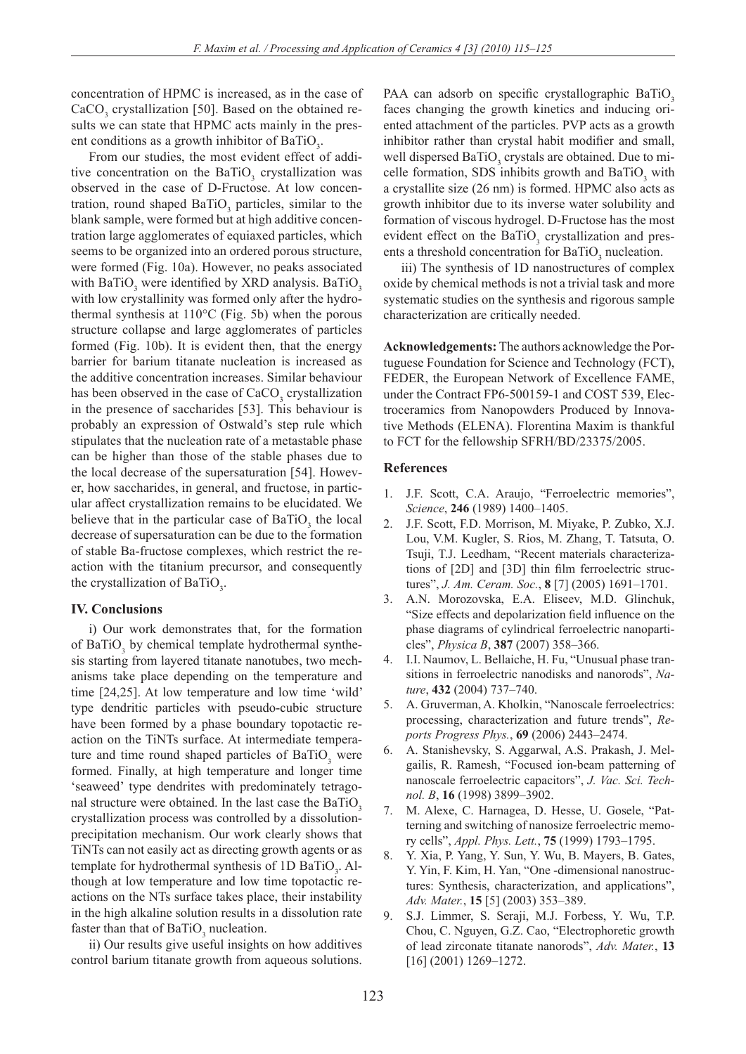concentration of HPMC is increased, as in the case of $CaCO_3$ crystallization [50]. Based on the obtained results we can state that HPMC acts mainly in the present conditions as a growth inhibitor of $BaTiO_3$.

From our studies, the most evident effect of additive concentration on the $BaTiO_3$ crystallization was observed in the case of D-Fructose. At low concentration, round shaped $BaTiO_3$ particles, similar to the blank sample, were formed but at high additive concentration large agglomerates of equiaxed particles, which seems to be organized into an ordered porous structure, were formed (Fig. 10a). However, no peaks associated with $BaTiO_3$ were identified by XRD analysis. $BaTiO_3$ with low crystallinity was formed only after the hydrothermal synthesis at 110°C (Fig. 5b) when the porous structure collapse and large agglomerates of particles formed (Fig. 10b). It is evident then, that the energy barrier for barium titanate nucleation is increased as the additive concentration increases. Similar behaviour has been observed in the case of $CaCO_3$ crystallization in the presence of saccharides [53]. This behaviour is probably an expression of Ostwald's step rule which stipulates that the nucleation rate of a metastable phase can be higher than those of the stable phases due to the local decrease of the supersaturation [54]. However, how saccharides, in general, and fructose, in particular affect crystallization remains to be elucidated. We believe that in the particular case of $BaTiO_3$ the local decrease of supersaturation can be due to the formation of stable Ba-fructose complexes, which restrict the reaction with the titanium precursor, and consequently the crystallization of $BaTiO_3$.

## IV. Conclusions

i) Our work demonstrates that, for the formation of $BaTiO_3$ by chemical template hydrothermal synthesis starting from layered titanate nanotubes, two mechanisms take place depending on the temperature and time [24,25]. At low temperature and low time 'wild' type dendritic particles with pseudo-cubic structure have been formed by a phase boundary topotactic reaction on the TiNTs surface. At intermediate temperature and time round shaped particles of $BaTiO_3$ were formed. Finally, at high temperature and longer time 'seaweed' type dendrites with predominately tetragonal structure were obtained. In the last case the $BaTiO_3$ crystallization process was controlled by a dissolution-precipitation mechanism. Our work clearly shows that TiNTs can not easily act as directing growth agents or as template for hydrothermal synthesis of 1D $BaTiO_3$. Although at low temperature and low time topotactic reactions on the NTs surface takes place, their instability in the high alkaline solution results in a dissolution rate faster than that of $BaTiO_3$ nucleation.

ii) Our results give useful insights on how additives control barium titanate growth from aqueous solutions. PAA can adsorb on specific crystallographic $BaTiO_3$ faces changing the growth kinetics and inducing oriented attachment of the particles. PVP acts as a growth inhibitor rather than crystal habit modifier and small, well dispersed $BaTiO_3$ crystals are obtained. Due to micelle formation, SDS inhibits growth and $BaTiO_3$ with a crystallite size (26 nm) is formed. HPMC also acts as growth inhibitor due to its inverse water solubility and formation of viscous hydrogel. D-Fructose has the most evident effect on the $BaTiO_3$ crystallization and presents a threshold concentration for $BaTiO_3$ nucleation.

iii) The synthesis of 1D nanostructures of complex oxide by chemical methods is not a trivial task and more systematic studies on the synthesis and rigorous sample characterization are critically needed.

**Acknowledgements:** The authors acknowledge the Portuguese Foundation for Science and Technology (FCT), FEDER, the European Network of Excellence FAME, under the Contract FP6-500159-1 and COST 539, Electroceramics from Nanopowders Produced by Innovative Methods (ELENA). Florentina Maxim is thankful to FCT for the fellowship SFRH/BD/23375/2005.

## References

1. J.F. Scott, C.A. Araujo, "Ferroelectric memories", *Science*, **246** (1989) 1400–1405.
2. J.F. Scott, F.D. Morrison, M. Miyake, P. Zubko, X.J. Lou, V.M. Kugler, S. Rios, M. Zhang, T. Tatsuta, O. Tsuji, T.J. Leedham, "Recent materials characterizations of [2D] and [3D] thin film ferroelectric structures", *J. Am. Ceram. Soc.*, **8** [7] (2005) 1691–1701.
3. A.N. Morozovska, E.A. Eliseev, M.D. Glinchuk, "Size effects and depolarization field influence on the phase diagrams of cylindrical ferroelectric nanoparticles", *Physica B*, **387** (2007) 358–366.
4. I.I. Naumov, L. Bellaiche, H. Fu, "Unusual phase transitions in ferroelectric nanodisks and nanorods", *Nature*, **432** (2004) 737–740.
5. A. Gruverman, A. Kholkin, "Nanoscale ferroelectrics: processing, characterization and future trends", *Reports Progress Phys.*, **69** (2006) 2443–2474.
6. A. Stanishevsky, S. Aggarwal, A.S. Prakash, J. Melgailis, R. Ramesh, "Focused ion-beam patterning of nanoscale ferroelectric capacitors", *J. Vac. Sci. Technol. B*, **16** (1998) 3899–3902.
7. M. Alexe, C. Harnagea, D. Hesse, U. Gosele, "Patterning and switching of nanosize ferroelectric memory cells", *Appl. Phys. Lett.*, **75** (1999) 1793–1795.
8. Y. Xia, P. Yang, Y. Sun, Y. Wu, B. Mayers, B. Gates, Y. Yin, F. Kim, H. Yan, "One -dimensional nanostructures: Synthesis, characterization, and applications", *Adv. Mater.*, **15** [5] (2003) 353–389.
9. S.J. Limmer, S. Seraji, M.J. Forbess, Y. Wu, T.P. Chou, C. Nguyen, G.Z. Cao, "Electrophoretic growth of lead zirconate titanate nanorods", *Adv. Mater.*, **13** [16] (2001) 1269–1272.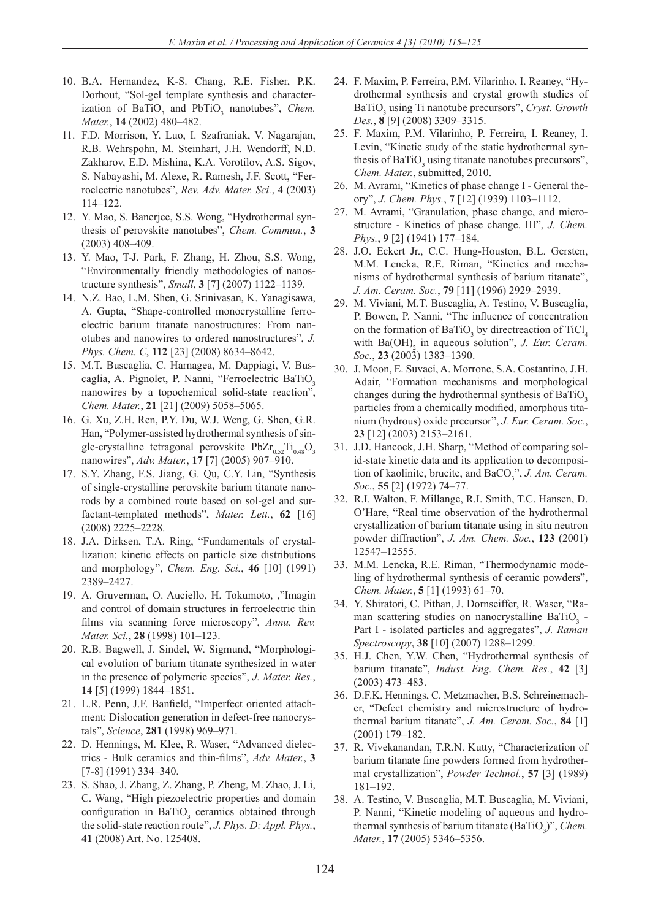10. B.A. Hernandez, K-S. Chang, R.E. Fisher, P.K. Dorhout, "Sol-gel template synthesis and characterization of $BaTiO_3$ and $PbTiO_3$ nanotubes", *Chem. Mater.*, **14** (2002) 480–482.
11. F.D. Morrison, Y. Luo, I. Szafraniak, V. Nagarajan, R.B. Wehrspohn, M. Steinhart, J.H. Wendorff, N.D. Zakharov, E.D. Mishina, K.A. Vorotilov, A.S. Sigov, S. Nabayashi, M. Alexe, R. Ramesh, J.F. Scott, "Ferroelectric nanotubes", *Rev. Adv. Mater. Sci.*, **4** (2003) 114–122.
12. Y. Mao, S. Banerjee, S.S. Wong, "Hydrothermal synthesis of perovskite nanotubes", *Chem. Commun.*, **3** (2003) 408–409.
13. Y. Mao, T-J. Park, F. Zhang, H. Zhou, S.S. Wong, "Environmentally friendly methodologies of nanostructure synthesis", *Small*, **3** [7] (2007) 1122–1139.
14. N.Z. Bao, L.M. Shen, G. Srinivasan, K. Yanagisawa, A. Gupta, "Shape-controlled monocrystalline ferroelectric barium titanate nanostructures: From nanotubes and nanowires to ordered nanostructures", *J. Phys. Chem. C*, **112** [23] (2008) 8634–8642.
15. M.T. Buscaglia, C. Harnagea, M. Dappiagi, V. Buscaglia, A. Pignolet, P. Nanni, "Ferroelectric $BaTiO_3$ nanowires by a topochemical solid-state reaction", *Chem. Mater.*, **21** [21] (2009) 5058–5065.
16. G. Xu, Z.H. Ren, P.Y. Du, W.J. Weng, G. Shen, G.R. Han, "Polymer-assisted hydrothermal synthesis of single-crystalline tetragonal perovskite $PbZr_{0.52}Ti_{0.48}O_3$ nanowires", *Adv. Mater.*, **17** [7] (2005) 907–910.
17. S.Y. Zhang, F.S. Jiang, G. Qu, C.Y. Lin, "Synthesis of single-crystalline perovskite barium titanate nanorods by a combined route based on sol-gel and surfactant-templated methods", *Mater. Lett.*, **62** [16] (2008) 2225–2228.
18. J.A. Dirksen, T.A. Ring, "Fundamentals of crystallization: kinetic effects on particle size distributions and morphology", *Chem. Eng. Sci.*, **46** [10] (1991) 2389–2427.
19. A. Gruverman, O. Auciello, H. Tokumoto, ,"Imagin and control of domain structures in ferroelectric thin films via scanning force microscopy", *Annu. Rev. Mater. Sci.*, **28** (1998) 101–123.
20. R.B. Bagwell, J. Sindel, W. Sigmund, "Morphological evolution of barium titanate synthesized in water in the presence of polymeric species", *J. Mater. Res.*, **14** [5] (1999) 1844–1851.
21. L.R. Penn, J.F. Banfield, "Imperfect oriented attachment: Dislocation generation in defect-free nanocrystals", *Science*, **281** (1998) 969–971.
22. D. Hennings, M. Klee, R. Waser, "Advanced dielectrics - Bulk ceramics and thin-films", *Adv. Mater.*, **3** [7-8] (1991) 334–340.
23. S. Shao, J. Zhang, Z. Zhang, P. Zheng, M. Zhao, J. Li, C. Wang, "High piezoelectric properties and domain configuration in $BaTiO_3$ ceramics obtained through the solid-state reaction route", *J. Phys. D: Appl. Phys.*, **41** (2008) Art. No. 125408.
24. F. Maxim, P. Ferreira, P.M. Vilarinho, I. Reaney, "Hydrothermal synthesis and crystal growth studies of $BaTiO_3$ using Ti nanotube precursors", *Cryst. Growth Des.*, **8** [9] (2008) 3309–3315.
25. F. Maxim, P.M. Vilarinho, P. Ferreira, I. Reaney, I. Levin, "Kinetic study of the static hydrothermal synthesis of $BaTiO_3$ using titanate nanotubes precursors", *Chem. Mater.*, submitted, 2010.
26. M. Avrami, "Kinetics of phase change I - General theory", *J. Chem. Phys.*, **7** [12] (1939) 1103–1112.
27. M. Avrami, "Granulation, phase change, and microstructure - Kinetics of phase change. III", *J. Chem. Phys.*, **9** [2] (1941) 177–184.
28. J.O. Eckert Jr., C.C. Hung-Houston, B.L. Gersten, M.M. Lencka, R.E. Riman, "Kinetics and mechanisms of hydrothermal synthesis of barium titanate", *J. Am. Ceram. Soc.*, **79** [11] (1996) 2929–2939.
29. M. Viviani, M.T. Buscaglia, A. Testino, V. Buscaglia, P. Bowen, P. Nanni, "The influence of concentration on the formation of $BaTiO_3$ by directreaction of $TiCl_4$ with $Ba(OH)_2$ in aqueous solution", *J. Eur. Ceram. Soc.*, **23** (2003) 1383–1390.
30. J. Moon, E. Suvaci, A. Morrone, S.A. Costantino, J.H. Adair, "Formation mechanisms and morphological changes during the hydrothermal synthesis of $BaTiO_3$ particles from a chemically modified, amorphous titanium (hydrous) oxide precursor", *J. Eur. Ceram. Soc.*, **23** [12] (2003) 2153–2161.
31. J.D. Hancock, J.H. Sharp, "Method of comparing solid-state kinetic data and its application to decomposition of kaolinite, brucite, and $BaCO_3$", *J. Am. Ceram. Soc.*, **55** [2] (1972) 74–77.
32. R.I. Walton, F. Millange, R.I. Smith, T.C. Hansen, D. O'Hare, "Real time observation of the hydrothermal crystallization of barium titanate using in situ neutron powder diffraction", *J. Am. Chem. Soc.*, **123** (2001) 12547–12555.
33. M.M. Lencka, R.E. Riman, "Thermodynamic modeling of hydrothermal synthesis of ceramic powders", *Chem. Mater.*, **5** [1] (1993) 61–70.
34. Y. Shiratori, C. Pithan, J. Dornseiffer, R. Waser, "Raman scattering studies on nanocrystalline $BaTiO_3$ - Part I - isolated particles and aggregates", *J. Raman Spectroscopy*, **38** [10] (2007) 1288–1299.
35. H.J. Chen, Y.W. Chen, "Hydrothermal synthesis of barium titanate", *Indust. Eng. Chem. Res.*, **42** [3] (2003) 473–483.
36. D.F.K. Hennings, C. Metzmacher, B.S. Schreinemacher, "Defect chemistry and microstructure of hydrothermal barium titanate", *J. Am. Ceram. Soc.*, **84** [1] (2001) 179–182.
37. R. Vivekanandan, T.R.N. Kutty, "Characterization of barium titanate fine powders formed from hydrothermal crystallization", *Powder Technol.*, **57** [3] (1989) 181–192.
38. A. Testino, V. Buscaglia, M.T. Buscaglia, M. Viviani, P. Nanni, "Kinetic modeling of aqueous and hydrothermal synthesis of barium titanate ($BaTiO_3$)", *Chem. Mater.*, **17** (2005) 5346–5356.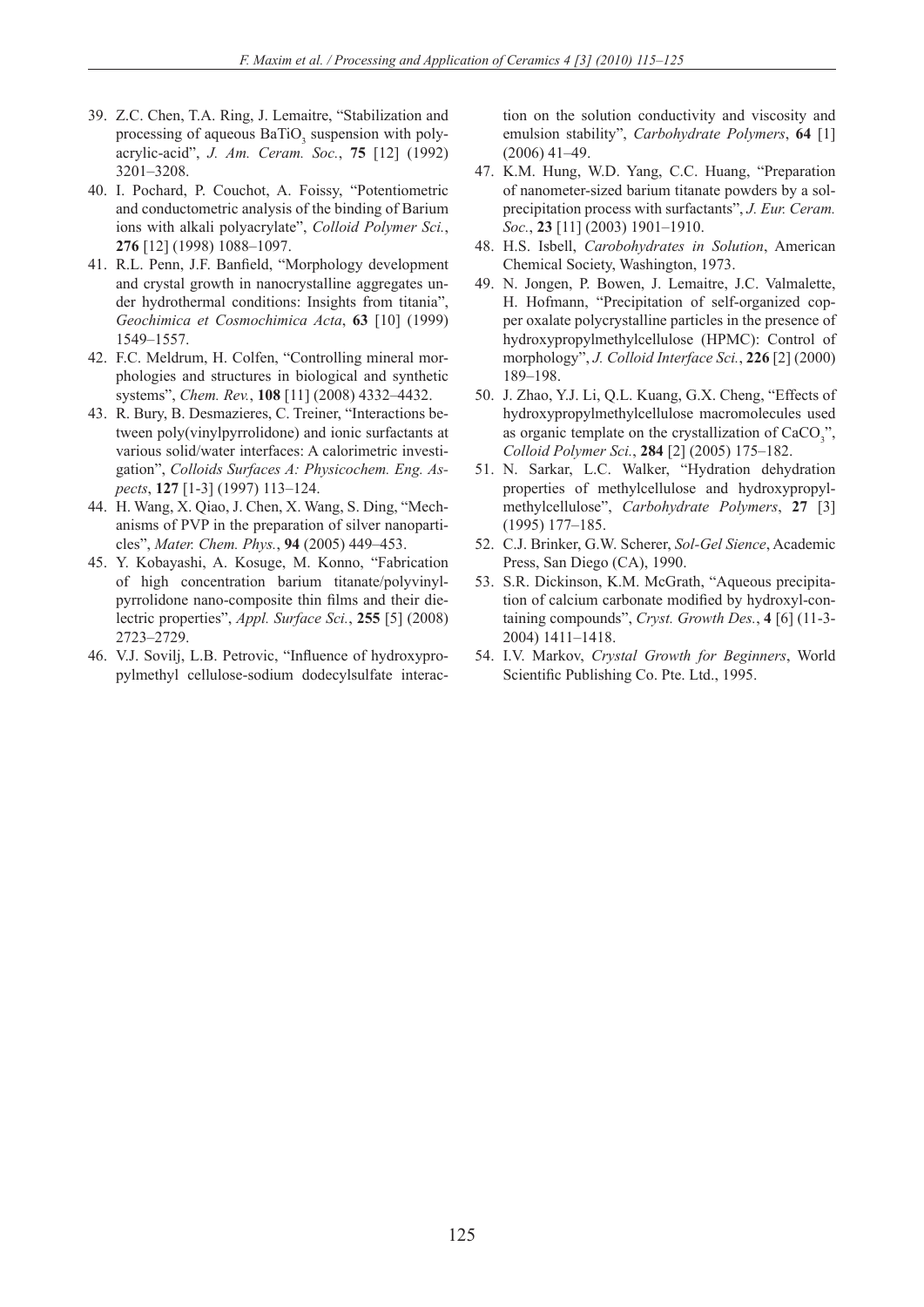39. Z.C. Chen, T.A. Ring, J. Lemaitre, "Stabilization and processing of aqueous $BaTiO_3$ suspension with polyacrylic-acid", *J. Am. Ceram. Soc.*, **75** [12] (1992) 3201–3208.
40. I. Pochard, P. Couchot, A. Foissy, "Potentiometric and conductometric analysis of the binding of Barium ions with alkali polyacrylate", *Colloid Polymer Sci.*, **276** [12] (1998) 1088–1097.
41. R.L. Penn, J.F. Banfield, "Morphology development and crystal growth in nanocrystalline aggregates under hydrothermal conditions: Insights from titania", *Geochimica et Cosmochimica Acta*, **63** [10] (1999) 1549–1557.
42. F.C. Meldrum, H. Colfen, "Controlling mineral morphologies and structures in biological and synthetic systems", *Chem. Rev.*, **108** [11] (2008) 4332–4432.
43. R. Bury, B. Desmazieres, C. Treiner, "Interactions between poly(vinylpyrrolidone) and ionic surfactants at various solid/water interfaces: A calorimetric investigation", *Colloids Surfaces A: Physicochem. Eng. Aspects*, **127** [1-3] (1997) 113–124.
44. H. Wang, X. Qiao, J. Chen, X. Wang, S. Ding, "Mechanisms of PVP in the preparation of silver nanoparticles", *Mater. Chem. Phys.*, **94** (2005) 449–453.
45. Y. Kobayashi, A. Kosuge, M. Konno, "Fabrication of high concentration barium titanate/polyvinylpyrrolidone nano-composite thin films and their dielectric properties", *Appl. Surface Sci.*, **255** [5] (2008) 2723–2729.
46. V.J. Sovilj, L.B. Petrovic, "Influence of hydroxypropylmethyl cellulose-sodium dodecylsulfate interaction on the solution conductivity and viscosity and emulsion stability", *Carbohydrate Polymers*, **64** [1] (2006) 41–49.
47. K.M. Hung, W.D. Yang, C.C. Huang, "Preparation of nanometer-sized barium titanate powders by a sol-precipitation process with surfactants", *J. Eur. Ceram. Soc.*, **23** [11] (2003) 1901–1910.
48. H.S. Isbell, *Carobohydrates in Solution*, American Chemical Society, Washington, 1973.
49. N. Jongen, P. Bowen, J. Lemaitre, J.C. Valmalette, H. Hofmann, "Precipitation of self-organized copper oxalate polycrystalline particles in the presence of hydroxypropylmethylcellulose (HPMC): Control of morphology", *J. Colloid Interface Sci.*, **226** [2] (2000) 189–198.
50. J. Zhao, Y.J. Li, Q.L. Kuang, G.X. Cheng, "Effects of hydroxypropylmethylcellulose macromolecules used as organic template on the crystallization of $CaCO_3$", *Colloid Polymer Sci.*, **284** [2] (2005) 175–182.
51. N. Sarkar, L.C. Walker, "Hydration dehydration properties of methylcellulose and hydroxypropylmethylcellulose", *Carbohydrate Polymers*, **27** [3] (1995) 177–185.
52. C.J. Brinker, G.W. Scherer, *Sol-Gel Sience*, Academic Press, San Diego (CA), 1990.
53. S.R. Dickinson, K.M. McGrath, "Aqueous precipitation of calcium carbonate modified by hydroxyl-containing compounds", *Cryst. Growth Des.*, **4** [6] (11-3-2004) 1411–1418.
54. I.V. Markov, *Crystal Growth for Beginners*, World Scientific Publishing Co. Pte. Ltd., 1995.